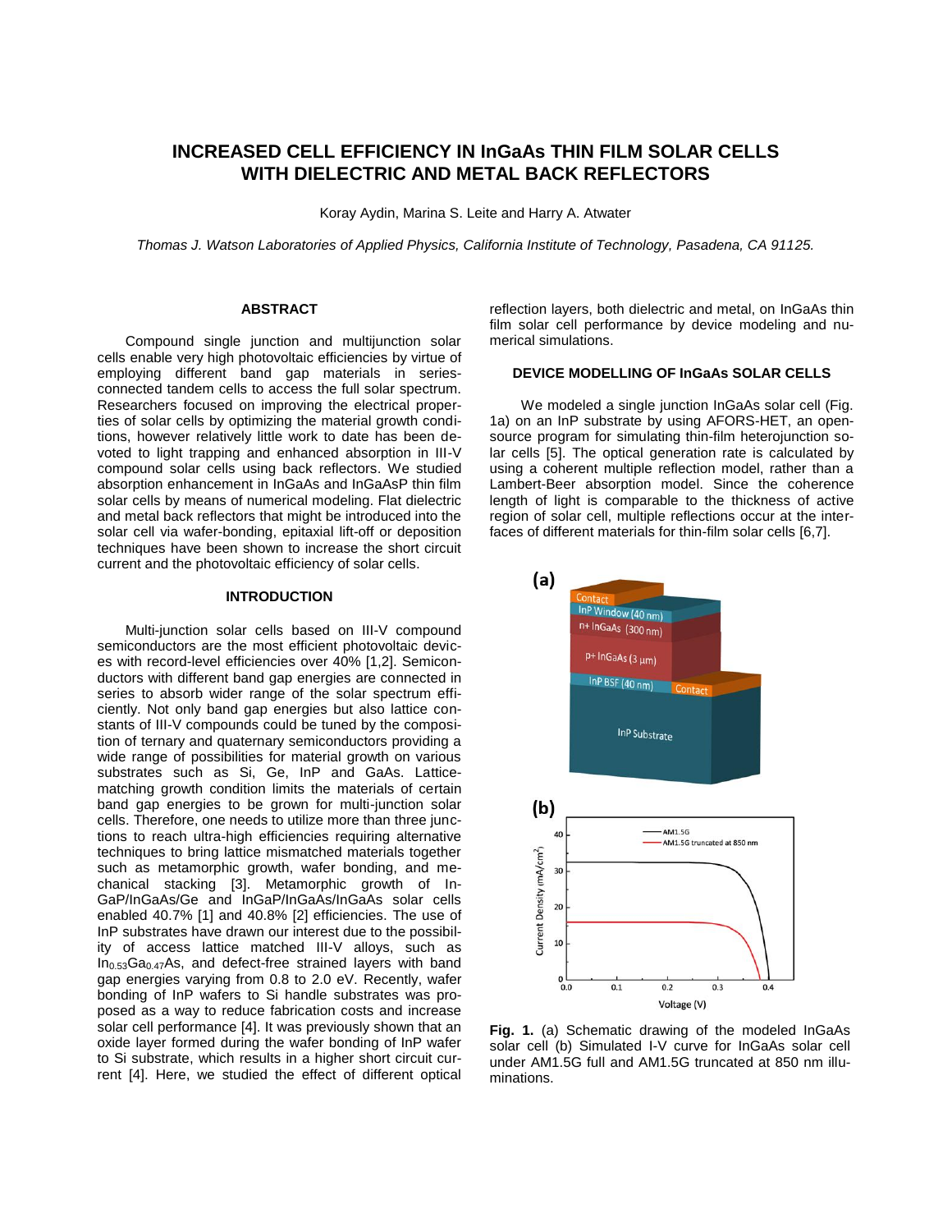# INCREASED CELL EFFICIENCY IN InGaAs THIN FILM SOLAR CELLS WITH DIELECTRIC AND METAL BACK REFLECTORS

Koray Aydin, Marina S. Leite and Harry A. Atwater

*Thomas J. Watson Laboratories of Applied Physics, California Institute of Technology, Pasadena, CA 91125.*

## ABSTRACT

Compound single junction and multijunction solar cells enable very high photovoltaic efficiencies by virtue of employing different band gap materials in series-connected tandem cells to access the full solar spectrum. Researchers focused on improving the electrical properties of solar cells by optimizing the material growth conditions, however relatively little work to date has been devoted to light trapping and enhanced absorption in III-V compound solar cells using back reflectors. We studied absorption enhancement in InGaAs and InGaAsP thin film solar cells by means of numerical modeling. Flat dielectric and metal back reflectors that might be introduced into the solar cell via wafer-bonding, epitaxial lift-off or deposition techniques have been shown to increase the short circuit current and the photovoltaic efficiency of solar cells.

## INTRODUCTION

Multi-junction solar cells based on III-V compound semiconductors are the most efficient photovoltaic devices with record-level efficiencies over 40% [1,2]. Semiconductors with different band gap energies are connected in series to absorb wider range of the solar spectrum efficiently. Not only band gap energies but also lattice constants of III-V compounds could be tuned by the composition of ternary and quaternary semiconductors providing a wide range of possibilities for material growth on various substrates such as Si, Ge, InP and GaAs. Lattice-matching growth condition limits the materials of certain band gap energies to be grown for multi-junction solar cells. Therefore, one needs to utilize more than three junctions to reach ultra-high efficiencies requiring alternative techniques to bring lattice mismatched materials together such as metamorphic growth, wafer bonding, and mechanical stacking [3]. Metamorphic growth of InGaP/InGaAs/Ge and InGaP/InGaAs/InGaAs solar cells enabled 40.7% [1] and 40.8% [2] efficiencies. The use of InP substrates have drawn our interest due to the possibility of access lattice matched III-V alloys, such as $In_{0.53}Ga_{0.47}As$, and defect-free strained layers with band gap energies varying from 0.8 to 2.0 eV. Recently, wafer bonding of InP wafers to Si handle substrates was proposed as a way to reduce fabrication costs and increase solar cell performance [4]. It was previously shown that an oxide layer formed during the wafer bonding of InP wafer to Si substrate, which results in a higher short circuit current [4]. Here, we studied the effect of different optical reflection layers, both dielectric and metal, on InGaAs thin film solar cell performance by device modeling and numerical simulations.

## DEVICE MODELLING OF InGaAs SOLAR CELLS

We modeled a single junction InGaAs solar cell (Fig. 1a) on an InP substrate by using AFORS-HET, an open-source program for simulating thin-film heterojunction solar cells [5]. The optical generation rate is calculated by using a coherent multiple reflection model, rather than a Lambert-Beer absorption model. Since the coherence length of light is comparable to the thickness of active region of solar cell, multiple reflections occur at the interfaces of different materials for thin-film solar cells [6,7].

**Fig. 1.** (a) Schematic drawing of the modeled InGaAs solar cell (b) Simulated I-V curve for InGaAs solar cell under AM1.5G full and AM1.5G truncated at 850 nm illuminations.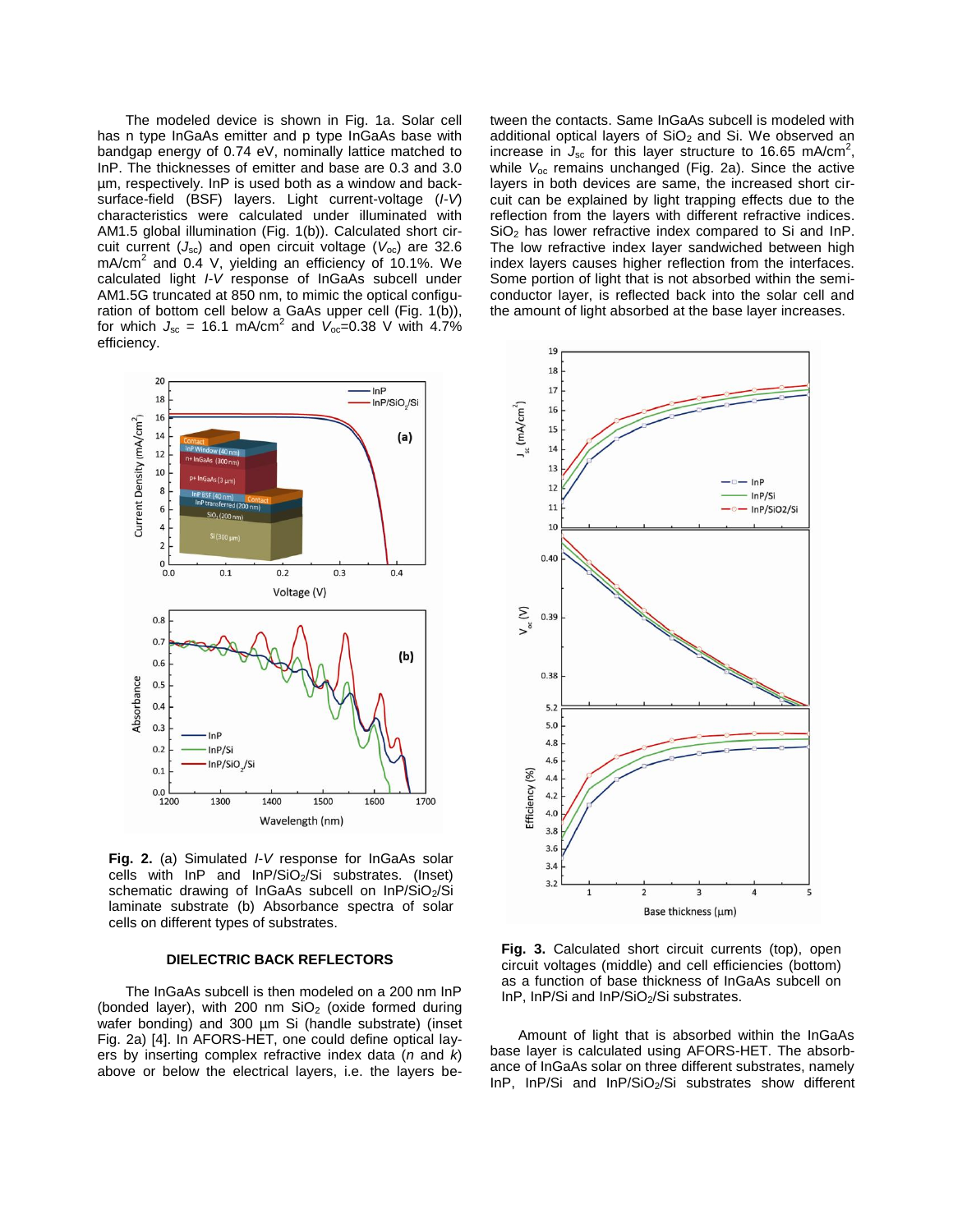The modeled device is shown in Fig. 1a. Solar cell has n type InGaAs emitter and p type InGaAs base with bandgap energy of 0.74 eV, nominally lattice matched to InP. The thicknesses of emitter and base are 0.3 and 3.0 µm, respectively. InP is used both as a window and back-surface-field (BSF) layers. Light current-voltage (*I-V*) characteristics were calculated under illuminated with AM1.5 global illumination (Fig. 1(b)). Calculated short circuit current ($J_{sc}$) and open circuit voltage ($V_{oc}$) are 32.6 mA/cm$^2$ and 0.4 V, yielding an efficiency of 10.1%. We calculated light *I-V* response of InGaAs subcell under AM1.5G truncated at 850 nm, to mimic the optical configuration of bottom cell below a GaAs upper cell (Fig. 1(b)), for which $J_{sc}$ = 16.1 mA/cm$^2$ and $V_{oc}$=0.38 V with 4.7% efficiency.

**Fig. 2.** (a) Simulated *I-V* response for InGaAs solar cells with InP and InP/$SiO_2$/Si substrates. (Inset) schematic drawing of InGaAs subcell on InP/$SiO_2$/Si laminate substrate (b) Absorbance spectra of solar cells on different types of substrates.

### DIELECTRIC BACK REFLECTORS

The InGaAs subcell is then modeled on a 200 nm InP (bonded layer), with 200 nm $SiO_2$ (oxide formed during wafer bonding) and 300 µm Si (handle substrate) (inset Fig. 2a) [4]. In AFORS-HET, one could define optical layers by inserting complex refractive index data (*n* and *k*) above or below the electrical layers, i.e. the layers between the contacts. Same InGaAs subcell is modeled with additional optical layers of $SiO_2$ and Si. We observed an increase in $J_{sc}$ for this layer structure to 16.65 mA/cm$^2$, while $V_{oc}$ remains unchanged (Fig. 2a). Since the active layers in both devices are same, the increased short circuit can be explained by light trapping effects due to the reflection from the layers with different refractive indices. $SiO_2$ has lower refractive index compared to Si and InP. The low refractive index layer sandwiched between high index layers causes higher reflection from the interfaces. Some portion of light that is not absorbed within the semiconductor layer, is reflected back into the solar cell and the amount of light absorbed at the base layer increases.

**Fig. 3.** Calculated short circuit currents (top), open circuit voltages (middle) and cell efficiencies (bottom) as a function of base thickness of InGaAs subcell on InP, InP/Si and InP/$SiO_2$/Si substrates.

Amount of light that is absorbed within the InGaAs base layer is calculated using AFORS-HET. The absorbance of InGaAs solar on three different substrates, namely InP, InP/Si and InP/$SiO_2$/Si substrates show different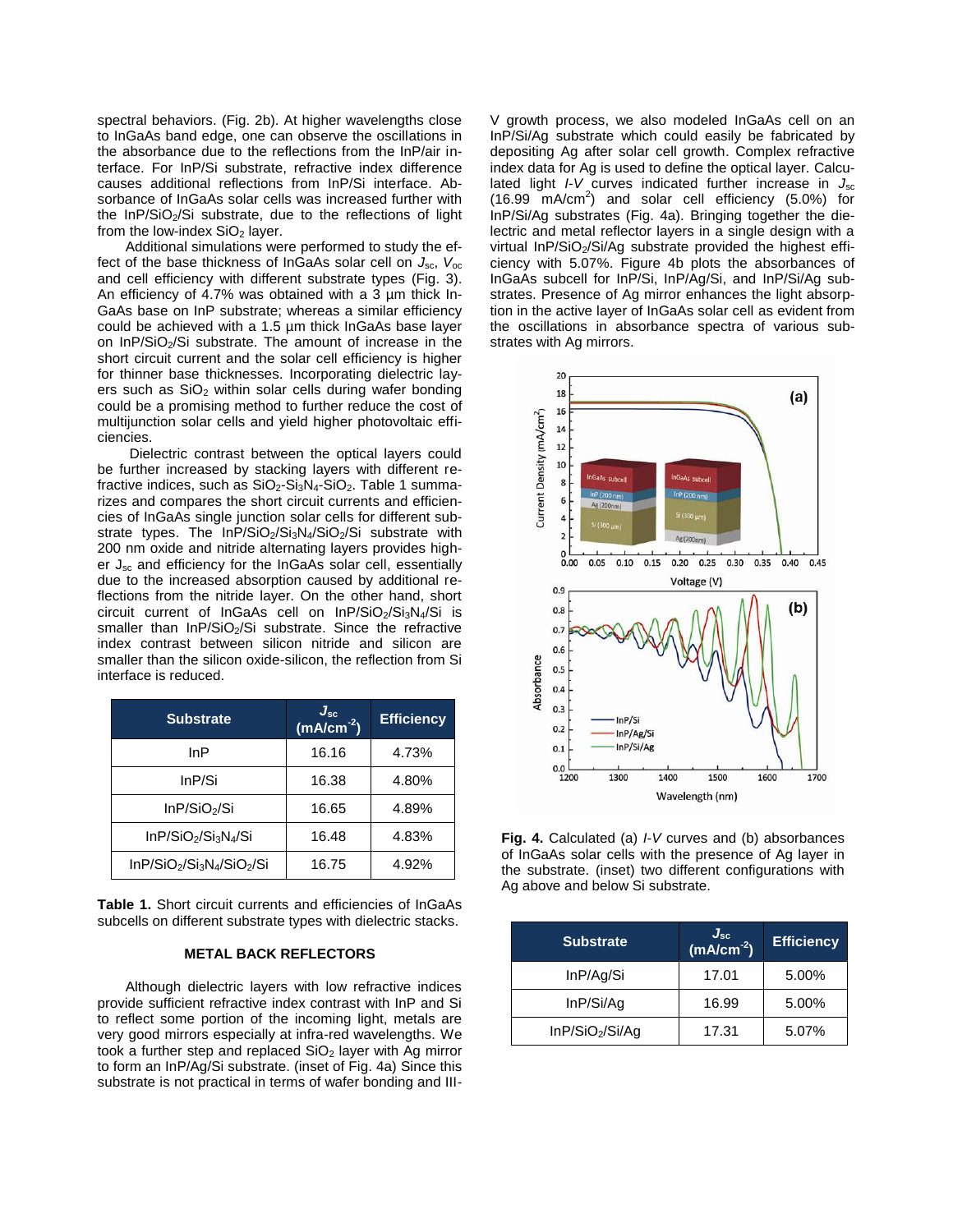spectral behaviors. (Fig. 2b). At higher wavelengths close to InGaAs band edge, one can observe the oscillations in the absorbance due to the reflections from the InP/air interface. For InP/Si substrate, refractive index difference causes additional reflections from InP/Si interface. Absorbance of InGaAs solar cells was increased further with the InP/$SiO_2$/Si substrate, due to the reflections of light from the low-index $SiO_2$ layer.

Additional simulations were performed to study the effect of the base thickness of InGaAs solar cell on $J_{sc}$, $V_{oc}$ and cell efficiency with different substrate types (Fig. 3). An efficiency of 4.7% was obtained with a 3 µm thick InGaAs base on InP substrate; whereas a similar efficiency could be achieved with a 1.5 µm thick InGaAs base layer on InP/$SiO_2$/Si substrate. The amount of increase in the short circuit current and the solar cell efficiency is higher for thinner base thicknesses. Incorporating dielectric layers such as $SiO_2$ within solar cells during wafer bonding could be a promising method to further reduce the cost of multijunction solar cells and yield higher photovoltaic efficiencies.

Dielectric contrast between the optical layers could be further increased by stacking layers with different refractive indices, such as $SiO_2$-$Si_3N_4$-$SiO_2$. Table 1 summarizes and compares the short circuit currents and efficiencies of InGaAs single junction solar cells for different substrate types. The InP/$SiO_2$/$Si_3N_4$/$SiO_2$/Si substrate with 200 nm oxide and nitride alternating layers provides higher $J_{sc}$ and efficiency for the InGaAs solar cell, essentially due to the increased absorption caused by additional reflections from the nitride layer. On the other hand, short circuit current of InGaAs cell on InP/$SiO_2$/$Si_3N_4$/Si is smaller than InP/$SiO_2$/Si substrate. Since the refractive index contrast between silicon nitride and silicon are smaller than the silicon oxide-silicon, the reflection from Si interface is reduced.

| Substrate | $J_{sc}$ ($mA/cm^{-2}$) | Efficiency |
|---|---|---|
| InP | 16.16 | 4.73% |
| InP/Si | 16.38 | 4.80% |
| InP/$SiO_2$/Si | 16.65 | 4.89% |
| InP/$SiO_2$/$Si_3N_4$/Si | 16.48 | 4.83% |
| InP/$SiO_2$/$Si_3N_4$/$SiO_2$/Si | 16.75 | 4.92% |

**Table 1.** Short circuit currents and efficiencies of InGaAs subcells on different substrate types with dielectric stacks.

## METAL BACK REFLECTORS

Although dielectric layers with low refractive indices provide sufficient refractive index contrast with InP and Si to reflect some portion of the incoming light, metals are very good mirrors especially at infra-red wavelengths. We took a further step and replaced $SiO_2$ layer with Ag mirror to form an InP/Ag/Si substrate. (inset of Fig. 4a) Since this substrate is not practical in terms of wafer bonding and III-V growth process, we also modeled InGaAs cell on an InP/Si/Ag substrate which could easily be fabricated by depositing Ag after solar cell growth. Complex refractive index data for Ag is used to define the optical layer. Calculated light *I-V* curves indicated further increase in $J_{sc}$ (16.99 $mA/cm^2$) and solar cell efficiency (5.0%) for InP/Si/Ag substrates (Fig. 4a). Bringing together the dielectric and metal reflector layers in a single design with a virtual InP/$SiO_2$/Si/Ag substrate provided the highest efficiency with 5.07%. Figure 4b plots the absorbances of InGaAs subcell for InP/Si, InP/Ag/Si, and InP/Si/Ag substrates. Presence of Ag mirror enhances the light absorption in the active layer of InGaAs solar cell as evident from the oscillations in absorbance spectra of various substrates with Ag mirrors.

**Fig. 4.** Calculated (a) *I-V* curves and (b) absorbances of InGaAs solar cells with the presence of Ag layer in the substrate. (inset) two different configurations with Ag above and below Si substrate.

| Substrate | $J_{sc}$ ($mA/cm^{-2}$) | Efficiency |
|---|---|---|
| InP/Ag/Si | 17.01 | 5.00% |
| InP/Si/Ag | 16.99 | 5.00% |
| InP/$SiO_2$/Si/Ag | 17.31 | 5.07% |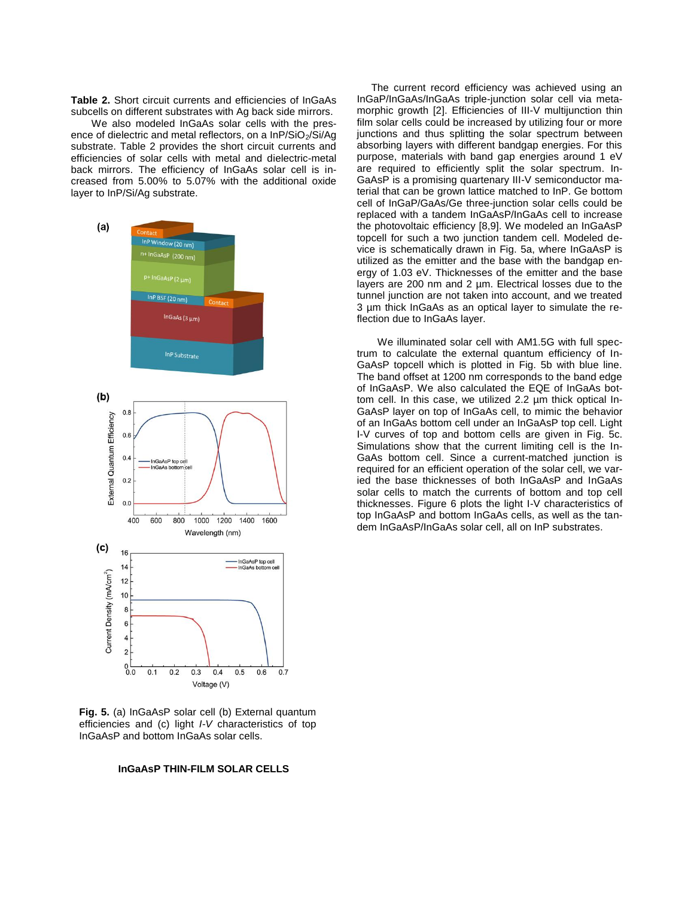**Table 2.** Short circuit currents and efficiencies of InGaAs subcells on different substrates with Ag back side mirrors.

We also modeled InGaAs solar cells with the presence of dielectric and metal reflectors, on a InP/$SiO_2$/Si/Ag substrate. Table 2 provides the short circuit currents and efficiencies of solar cells with metal and dielectric-metal back mirrors. The efficiency of InGaAs solar cell is increased from 5.00% to 5.07% with the additional oxide layer to InP/Si/Ag substrate.

**Fig. 5.** (a) InGaAsP solar cell (b) External quantum efficiencies and (c) light *I-V* characteristics of top InGaAsP and bottom InGaAs solar cells.

## InGaAsP THIN-FILM SOLAR CELLS

The current record efficiency was achieved using an InGaP/InGaAs/InGaAs triple-junction solar cell via metamorphic growth [2]. Efficiencies of III-V multijunction thin film solar cells could be increased by utilizing four or more junctions and thus splitting the solar spectrum between absorbing layers with different bandgap energies. For this purpose, materials with band gap energies around 1 eV are required to efficiently split the solar spectrum. InGaAsP is a promising quartenary III-V semiconductor material that can be grown lattice matched to InP. Ge bottom cell of InGaP/GaAs/Ge three-junction solar cells could be replaced with a tandem InGaAsP/InGaAs cell to increase the photovoltaic efficiency [8,9]. We modeled an InGaAsP topcell for such a two junction tandem cell. Modeled device is schematically drawn in Fig. 5a, where InGaAsP is utilized as the emitter and the base with the bandgap energy of 1.03 eV. Thicknesses of the emitter and the base layers are 200 nm and 2 µm. Electrical losses due to the tunnel junction are not taken into account, and we treated 3 µm thick InGaAs as an optical layer to simulate the reflection due to InGaAs layer.

We illuminated solar cell with AM1.5G with full spectrum to calculate the external quantum efficiency of InGaAsP topcell which is plotted in Fig. 5b with blue line. The band offset at 1200 nm corresponds to the band edge of InGaAsP. We also calculated the EQE of InGaAs bottom cell. In this case, we utilized 2.2 µm thick optical InGaAsP layer on top of InGaAs cell, to mimic the behavior of an InGaAs bottom cell under an InGaAsP top cell. Light I-V curves of top and bottom cells are given in Fig. 5c. Simulations show that the current limiting cell is the InGaAs bottom cell. Since a current-matched junction is required for an efficient operation of the solar cell, we varied the base thicknesses of both InGaAsP and InGaAs solar cells to match the currents of bottom and top cell thicknesses. Figure 6 plots the light I-V characteristics of top InGaAsP and bottom InGaAs cells, as well as the tandem InGaAsP/InGaAs solar cell, all on InP substrates.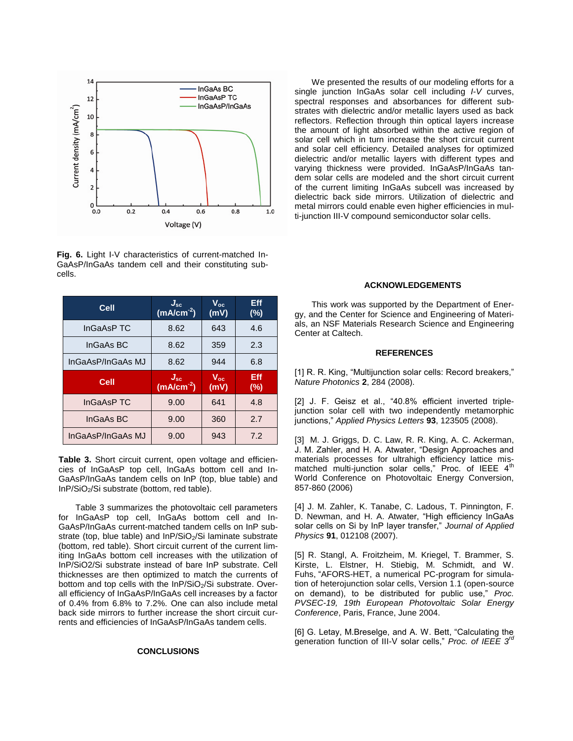**Fig. 6.** Light I-V characteristics of current-matched InGaAsP/InGaAs tandem cell and their constituting subcells.

| Cell | $J_{sc}$ ($mA/cm^{-2}$) | $V_{oc}$ (mV) | Eff (%) |
|---|---|---|---|
| InGaAsP TC | 8.62 | 643 | 4.6 |
| InGaAs BC | 8.62 | 359 | 2.3 |
| InGaAsP/InGaAs MJ | 8.62 | 944 | 6.8 |
| **Cell** | **$J_{sc}$ ($mA/cm^{-2}$)** | **$V_{oc}$ (mV)** | **Eff (%)** |
| InGaAsP TC | 9.00 | 641 | 4.8 |
| InGaAs BC | 9.00 | 360 | 2.7 |
| InGaAsP/InGaAs MJ | 9.00 | 943 | 7.2 |

**Table 3.** Short circuit current, open voltage and efficiencies of InGaAsP top cell, InGaAs bottom cell and InGaAsP/InGaAs tandem cells on InP (top, blue table) and $InP/SiO_2/Si$ substrate (bottom, red table).

Table 3 summarizes the photovoltaic cell parameters for InGaAsP top cell, InGaAs bottom cell and InGaAsP/InGaAs current-matched tandem cells on InP substrate (top, blue table) and $InP/SiO_2/Si$ laminate substrate (bottom, red table). Short circuit current of the current limiting InGaAs bottom cell increases with the utilization of InP/SiO2/Si substrate instead of bare InP substrate. Cell thicknesses are then optimized to match the currents of bottom and top cells with the $InP/SiO_2/Si$ substrate. Overall efficiency of InGaAsP/InGaAs cell increases by a factor of 0.4% from 6.8% to 7.2%. One can also include metal back side mirrors to further increase the short circuit currents and efficiencies of InGaAsP/InGaAs tandem cells.

## CONCLUSIONS

We presented the results of our modeling efforts for a single junction InGaAs solar cell including *I-V* curves, spectral responses and absorbances for different substrates with dielectric and/or metallic layers used as back reflectors. Reflection through thin optical layers increase the amount of light absorbed within the active region of solar cell which in turn increase the short circuit current and solar cell efficiency. Detailed analyses for optimized dielectric and/or metallic layers with different types and varying thickness were provided. InGaAsP/InGaAs tandem solar cells are modeled and the short circuit current of the current limiting InGaAs subcell was increased by dielectric back side mirrors. Utilization of dielectric and metal mirrors could enable even higher efficiencies in multi-junction III-V compound semiconductor solar cells.

## ACKNOWLEDGEMENTS

This work was supported by the Department of Energy, and the Center for Science and Engineering of Materials, an NSF Materials Research Science and Engineering Center at Caltech.

## REFERENCES

[1] R. R. King, "Multijunction solar cells: Record breakers," *Nature Photonics* **2**, 284 (2008).

[2] J. F. Geisz et al., "40.8% efficient inverted triple-junction solar cell with two independently metamorphic junctions," *Applied Physics Letters* **93**, 123505 (2008).

[3] M. J. Griggs, D. C. Law, R. R. King, A. C. Ackerman, J. M. Zahler, and H. A. Atwater, "Design Approaches and Materials processes for ultrahigh efficiency lattice mismatched multi-junction solar cells," Proc. of IEEE 4th World Conference on Photovoltaic Energy Conversion, 857-860 (2006)

[4] J. M. Zahler, K. Tanabe, C. Ladous, T. Pinnington, F. D. Newman, and H. A. Atwater, "High efficiency InGaAs solar cells on Si by InP layer transfer," *Journal of Applied Physics* **91**, 012108 (2007).

[5] R. Stangl, A. Froitzheim, M. Kriegel, T. Brammer, S. Kirste, L. Elstner, H. Stiebig, M. Schmidt, and W. Fuhs, "AFORS-HET, a numerical PC-program for simulation of heterojunction solar cells, Version 1.1 (open-source on demand), to be distributed for public use," *Proc. PVSEC-19, 19th European Photovoltaic Solar Energy Conference*, Paris, France, June 2004.

[6] G. Letay, M.Breselge, and A. W. Bett, "Calculating the generation function of III-V solar cells," *Proc. of IEEE 3rd*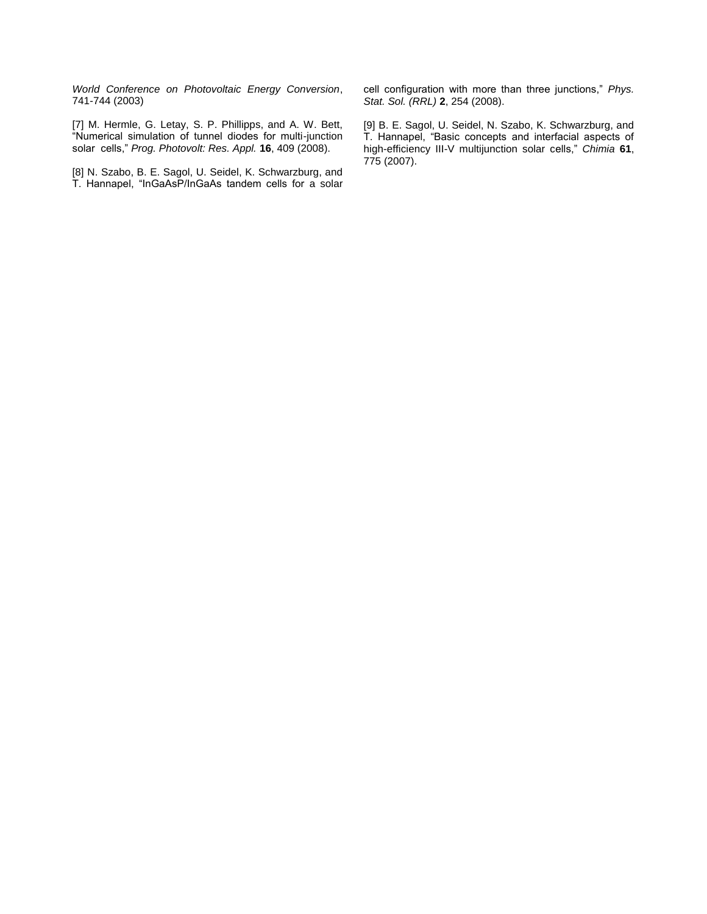*World Conference on Photovoltaic Energy Conversion*, 741-744 (2003)

[7] M. Hermle, G. Letay, S. P. Phillipps, and A. W. Bett, "Numerical simulation of tunnel diodes for multi-junction solar cells," *Prog. Photovolt: Res. Appl.* **16**, 409 (2008).

[8] N. Szabo, B. E. Sagol, U. Seidel, K. Schwarzburg, and T. Hannapel, "InGaAsP/InGaAs tandem cells for a solar cell configuration with more than three junctions," *Phys. Stat. Sol. (RRL)* **2**, 254 (2008).

[9] B. E. Sagol, U. Seidel, N. Szabo, K. Schwarzburg, and T. Hannapel, "Basic concepts and interfacial aspects of high-efficiency III-V multijunction solar cells," *Chimia* **61**, 775 (2007).